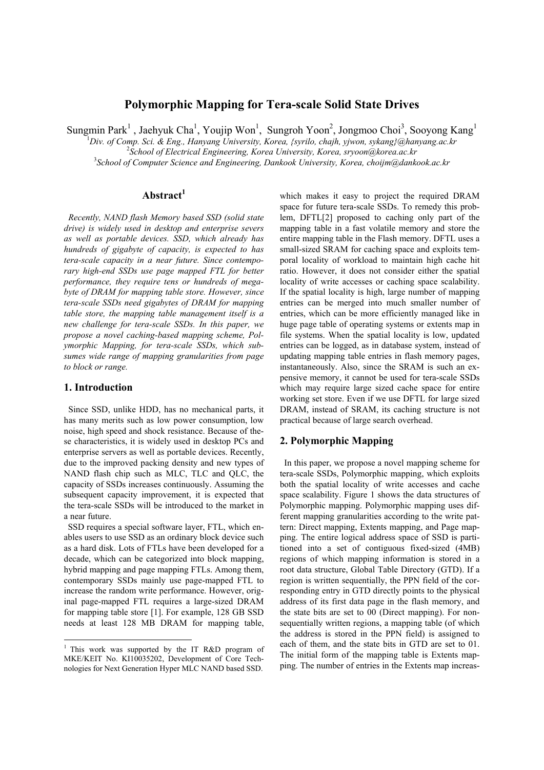# Polymorphic Mapping for Tera-scale Solid State Drives

Sungmin Park[1], Jaehyuk Cha[1], Youjip Won[1], Sungroh Yoon[2], Jongmoo Choi[3], Sooyong Kang[1]

[1]Div. of Comp. Sci. & Eng., Hanyang University, Korea, {syrilo, chajh, yjwon, sykang}@hanyang.ac.kr

[2]School of Electrical Engineering, Korea University, Korea, sryoon@korea.ac.kr

[3]School of Computer Science and Engineering, Dankook University, Korea, choijm@dankook.ac.kr

## Abstract[1]

*Recently, NAND flash Memory based SSD (solid state drive) is widely used in desktop and enterprise severs as well as portable devices. SSD, which already has hundreds of gigabyte of capacity, is expected to has tera-scale capacity in a near future. Since contemporary high-end SSDs use page mapped FTL for better performance, they require tens or hundreds of megabyte of DRAM for mapping table store. However, since tera-scale SSDs need gigabytes of DRAM for mapping table store, the mapping table management itself is a new challenge for tera-scale SSDs. In this paper, we propose a novel caching-based mapping scheme, Polymorphic Mapping, for tera-scale SSDs, which subsumes wide range of mapping granularities from page to block or range.*

## 1. Introduction

Since SSD, unlike HDD, has no mechanical parts, it has many merits such as low power consumption, low noise, high speed and shock resistance. Because of these characteristics, it is widely used in desktop PCs and enterprise servers as well as portable devices. Recently, due to the improved packing density and new types of NAND flash chip such as MLC, TLC and QLC, the capacity of SSDs increases continuously. Assuming the subsequent capacity improvement, it is expected that the tera-scale SSDs will be introduced to the market in a near future.

SSD requires a special software layer, FTL, which enables users to use SSD as an ordinary block device such as a hard disk. Lots of FTLs have been developed for a decade, which can be categorized into block mapping, hybrid mapping and page mapping FTLs. Among them, contemporary SSDs mainly use page-mapped FTL to increase the random write performance. However, original page-mapped FTL requires a large-sized DRAM for mapping table store [1]. For example, 128 GB SSD needs at least 128 MB DRAM for mapping table, which makes it easy to project the required DRAM space for future tera-scale SSDs. To remedy this problem, DFTL[2] proposed to caching only part of the mapping table in a fast volatile memory and store the entire mapping table in the Flash memory. DFTL uses a small-sized SRAM for caching space and exploits temporal locality of workload to maintain high cache hit ratio. However, it does not consider either the spatial locality of write accesses or caching space scalability. If the spatial locality is high, large number of mapping entries can be merged into much smaller number of entries, which can be more efficiently managed like in huge page table of operating systems or extents map in file systems. When the spatial locality is low, updated entries can be logged, as in database system, instead of updating mapping table entries in flash memory pages, instantaneously. Also, since the SRAM is such an expensive memory, it cannot be used for tera-scale SSDs which may require large sized cache space for entire working set store. Even if we use DFTL for large sized DRAM, instead of SRAM, its caching structure is not practical because of large search overhead.

## 2. Polymorphic Mapping

In this paper, we propose a novel mapping scheme for tera-scale SSDs, Polymorphic mapping, which exploits both the spatial locality of write accesses and cache space scalability. Figure 1 shows the data structures of Polymorphic mapping. Polymorphic mapping uses different mapping granularities according to the write pattern: Direct mapping, Extents mapping, and Page mapping. The entire logical address space of SSD is partitioned into a set of contiguous fixed-sized (4MB) regions of which mapping information is stored in a root data structure, Global Table Directory (GTD). If a region is written sequentially, the PPN field of the corresponding entry in GTD directly points to the physical address of its first data page in the flash memory, and the state bits are set to 00 (Direct mapping). For non-sequentially written regions, a mapping table (of which the address is stored in the PPN field) is assigned to each of them, and the state bits in GTD are set to 01. The initial form of the mapping table is Extents mapping. The number of entries in the Extents map increas-

[1] This work was supported by the IT R&D program of MKE/KEIT No. KI10035202, Development of Core Technologies for Next Generation Hyper MLC NAND based SSD.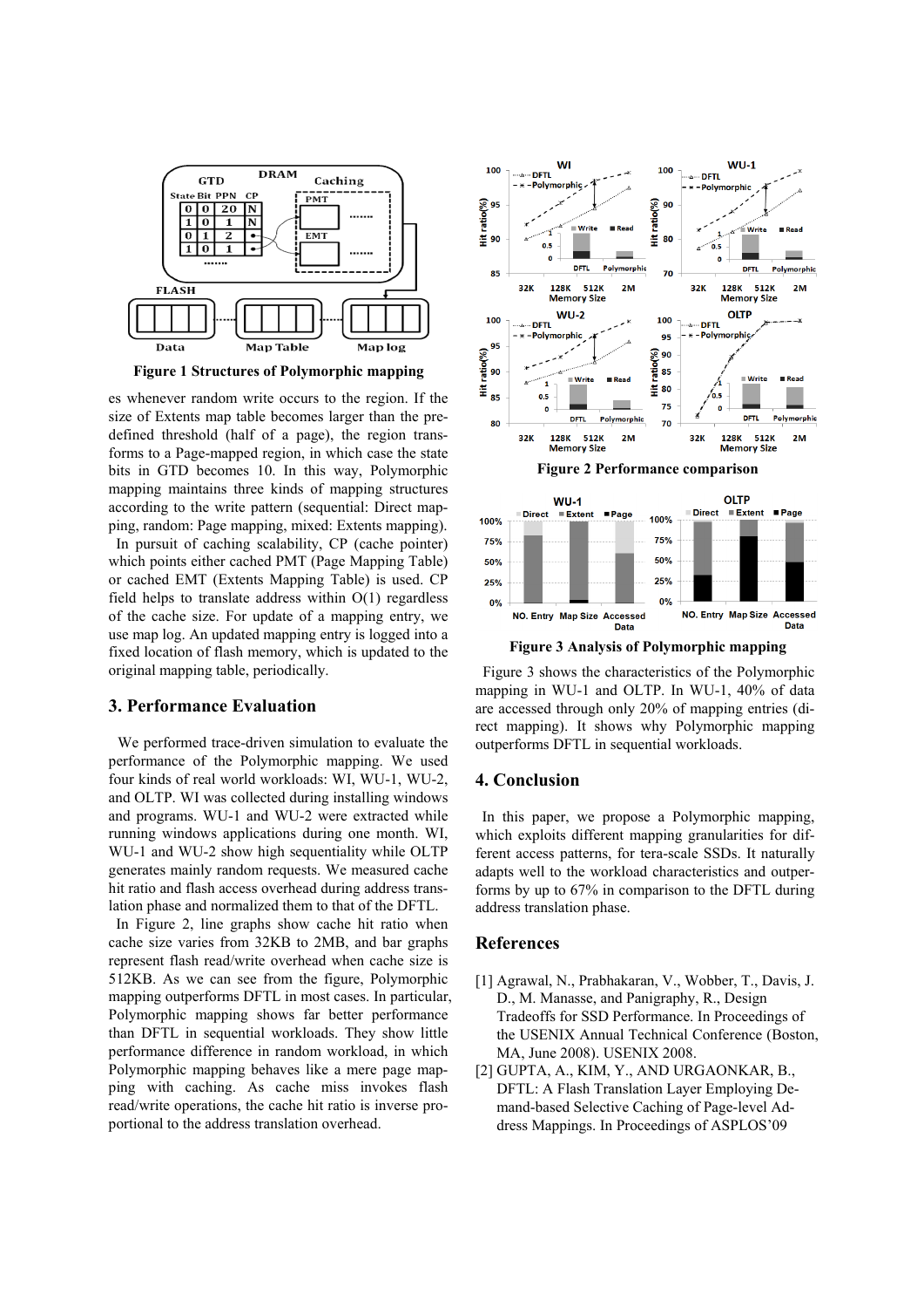DRAM

GTD

Caching

State Bit PPN CP

| | | | |
|---|---|---|---|
| 0 | 0 | 20 | N |
| 1 | 0 | 1 | N |
| 0 | 1 | 2 | • |
| 1 | 0 | 1 | • |

PMT

EMT

FLASH

Data

Map Table

Map log

**Figure 1 Structures of Polymorphic mapping**

es whenever random write occurs to the region. If the size of Extents map table becomes larger than the pre-defined threshold (half of a page), the region transforms to a Page-mapped region, in which case the state bits in GTD becomes 10. In this way, Polymorphic mapping maintains three kinds of mapping structures according to the write pattern (sequential: Direct mapping, random: Page mapping, mixed: Extents mapping).

In pursuit of caching scalability, CP (cache pointer) which points either cached PMT (Page Mapping Table) or cached EMT (Extents Mapping Table) is used. CP field helps to translate address within O(1) regardless of the cache size. For update of a mapping entry, we use map log. An updated mapping entry is logged into a fixed location of flash memory, which is updated to the original mapping table, periodically.

## 3. Performance Evaluation

We performed trace-driven simulation to evaluate the performance of the Polymorphic mapping. We used four kinds of real world workloads: WI, WU-1, WU-2, and OLTP. WI was collected during installing windows and programs. WU-1 and WU-2 were extracted while running windows applications during one month. WI, WU-1 and WU-2 show high sequentiality while OLTP generates mainly random requests. We measured cache hit ratio and flash access overhead during address translation phase and normalized them to that of the DFTL.

In Figure 2, line graphs show cache hit ratio when cache size varies from 32KB to 2MB, and bar graphs represent flash read/write overhead when cache size is 512KB. As we can see from the figure, Polymorphic mapping outperforms DFTL in most cases. In particular, Polymorphic mapping shows far better performance than DFTL in sequential workloads. They show little performance difference in random workload, in which Polymorphic mapping behaves like a mere page mapping with caching. As cache miss invokes flash read/write operations, the cache hit ratio is inverse proportional to the address translation overhead.

WI

WU-1

WU-2

OLTP

DFTL

Polymorphic

Hit ratio(%)

Memory Size

32K 128K 512K 2M

Write Read

**Figure 2 Performance comparison**

WU-1

OLTP

Direct Extent Page

NO. Entry Map Size Accessed Data

100% 75% 50% 25% 0%

**Figure 3 Analysis of Polymorphic mapping**

Figure 3 shows the characteristics of the Polymorphic mapping in WU-1 and OLTP. In WU-1, 40% of data are accessed through only 20% of mapping entries (direct mapping). It shows why Polymorphic mapping outperforms DFTL in sequential workloads.

## 4. Conclusion

In this paper, we propose a Polymorphic mapping, which exploits different mapping granularities for different access patterns, for tera-scale SSDs. It naturally adapts well to the workload characteristics and outperforms by up to 67% in comparison to the DFTL during address translation phase.

## References

[1] Agrawal, N., Prabhakaran, V., Wobber, T., Davis, J. D., M. Manasse, and Panigraphy, R., Design Tradeoffs for SSD Performance. In Proceedings of the USENIX Annual Technical Conference (Boston, MA, June 2008). USENIX 2008.

[2] GUPTA, A., KIM, Y., AND URGAONKAR, B., DFTL: A Flash Translation Layer Employing Demand-based Selective Caching of Page-level Address Mappings. In Proceedings of ASPLOS'09